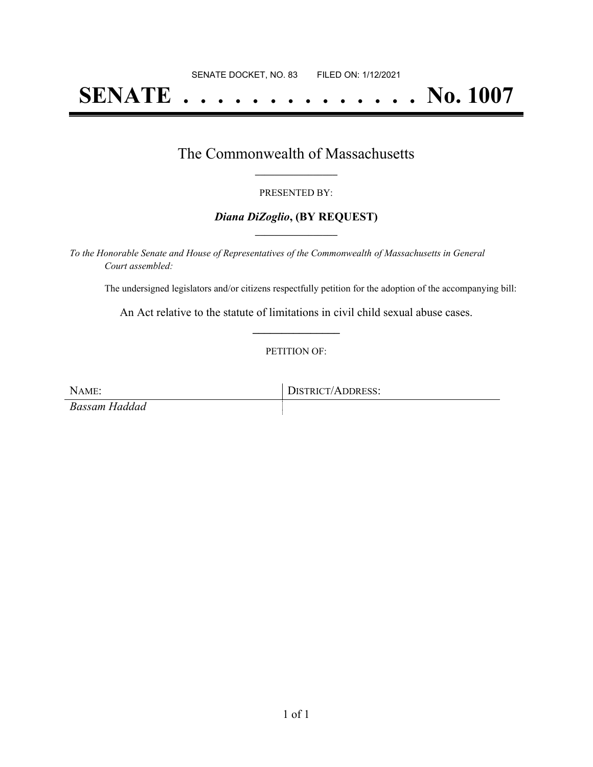SENATE DOCKET, NO. 83 FILED ON: 1/12/2021

# SENATE . . . . . . . . . . . . . . No. 1007

## The Commonwealth of Massachusetts

PRESENTED BY:

***Diana DiZoglio*, (BY REQUEST)**

*To the Honorable Senate and House of Representatives of the Commonwealth of Massachusetts in General Court assembled:*

The undersigned legislators and/or citizens respectfully petition for the adoption of the accompanying bill:

An Act relative to the statute of limitations in civil child sexual abuse cases.

PETITION OF:

| NAME: | DISTRICT/ADDRESS: |
| --- | --- |
| *Bassam Haddad* | |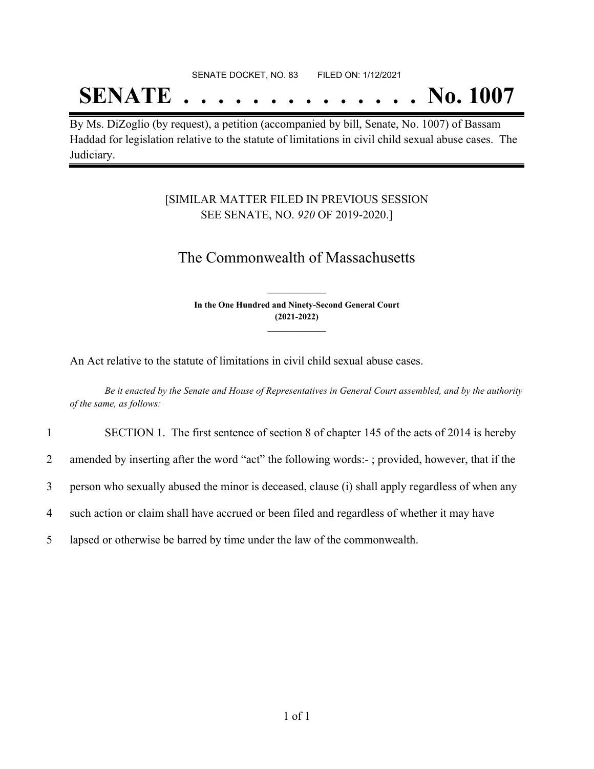SENATE DOCKET, NO. 83 FILED ON: 1/12/2021

# SENATE . . . . . . . . . . . . . . No. 1007

By Ms. DiZoglio (by request), a petition (accompanied by bill, Senate, No. 1007) of Bassam Haddad for legislation relative to the statute of limitations in civil child sexual abuse cases. The Judiciary.

[SIMILAR MATTER FILED IN PREVIOUS SESSION
SEE SENATE, NO. *920* OF 2019-2020.]

## The Commonwealth of Massachusetts

**In the One Hundred and Ninety-Second General Court**
**(2021-2022)**

An Act relative to the statute of limitations in civil child sexual abuse cases.

*Be it enacted by the Senate and House of Representatives in General Court assembled, and by the authority of the same, as follows:*

1 SECTION 1. The first sentence of section 8 of chapter 145 of the acts of 2014 is hereby
2 amended by inserting after the word "act" the following words:- ; provided, however, that if the
3 person who sexually abused the minor is deceased, clause (i) shall apply regardless of when any
4 such action or claim shall have accrued or been filed and regardless of whether it may have
5 lapsed or otherwise be barred by time under the law of the commonwealth.